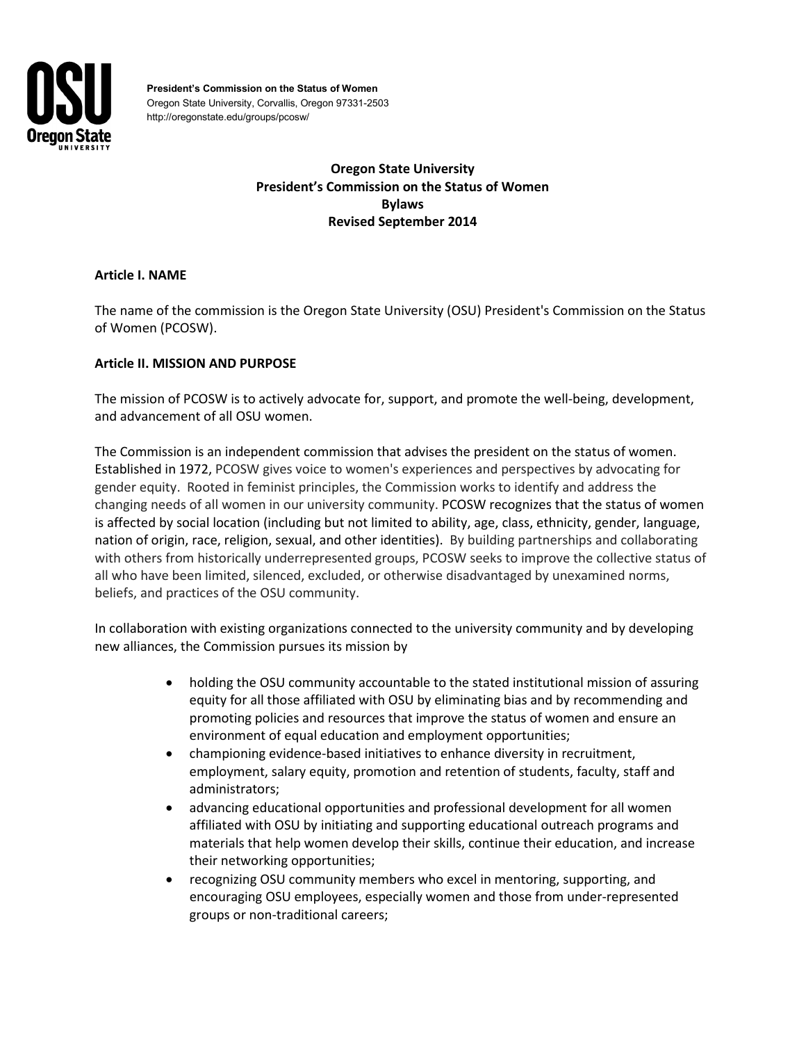**President's Commission on the Status of Women**
Oregon State University, Corvallis, Oregon 97331-2503
http://oregonstate.edu/groups/pcosw/

# Oregon State University
# President's Commission on the Status of Women
# Bylaws
# Revised September 2014

## Article I. NAME

The name of the commission is the Oregon State University (OSU) President's Commission on the Status of Women (PCOSW).

## Article II. MISSION AND PURPOSE

The mission of PCOSW is to actively advocate for, support, and promote the well-being, development, and advancement of all OSU women.

The Commission is an independent commission that advises the president on the status of women. Established in 1972, PCOSW gives voice to women's experiences and perspectives by advocating for gender equity. Rooted in feminist principles, the Commission works to identify and address the changing needs of all women in our university community. PCOSW recognizes that the status of women is affected by social location (including but not limited to ability, age, class, ethnicity, gender, language, nation of origin, race, religion, sexual, and other identities). By building partnerships and collaborating with others from historically underrepresented groups, PCOSW seeks to improve the collective status of all who have been limited, silenced, excluded, or otherwise disadvantaged by unexamined norms, beliefs, and practices of the OSU community.

In collaboration with existing organizations connected to the university community and by developing new alliances, the Commission pursues its mission by

- holding the OSU community accountable to the stated institutional mission of assuring equity for all those affiliated with OSU by eliminating bias and by recommending and promoting policies and resources that improve the status of women and ensure an environment of equal education and employment opportunities;
- championing evidence-based initiatives to enhance diversity in recruitment, employment, salary equity, promotion and retention of students, faculty, staff and administrators;
- advancing educational opportunities and professional development for all women affiliated with OSU by initiating and supporting educational outreach programs and materials that help women develop their skills, continue their education, and increase their networking opportunities;
- recognizing OSU community members who excel in mentoring, supporting, and encouraging OSU employees, especially women and those from under-represented groups or non-traditional careers;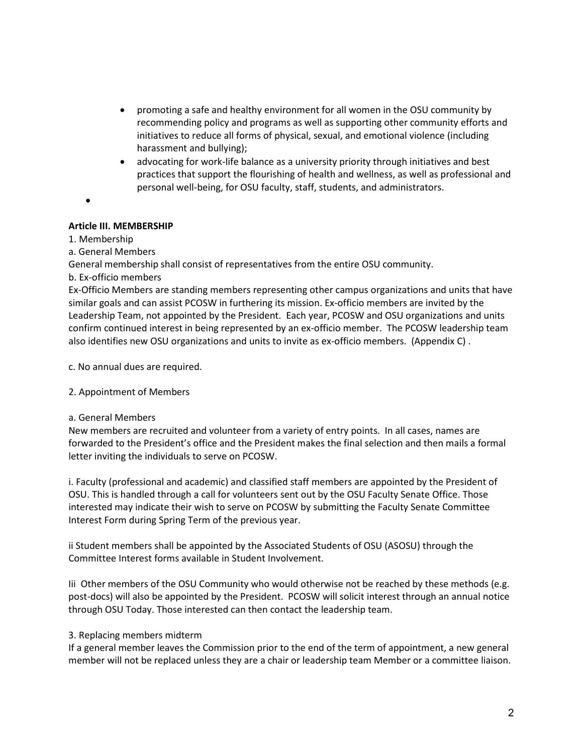- promoting a safe and healthy environment for all women in the OSU community by recommending policy and programs as well as supporting other community efforts and initiatives to reduce all forms of physical, sexual, and emotional violence (including harassment and bullying);
- advocating for work-life balance as a university priority through initiatives and best practices that support the flourishing of health and wellness, as well as professional and personal well-being, for OSU faculty, staff, students, and administrators.

**Article III. MEMBERSHIP**

1. Membership

a. General Members

General membership shall consist of representatives from the entire OSU community.

b. Ex-officio members

Ex-Officio Members are standing members representing other campus organizations and units that have similar goals and can assist PCOSW in furthering its mission. Ex-officio members are invited by the Leadership Team, not appointed by the President. Each year, PCOSW and OSU organizations and units confirm continued interest in being represented by an ex-officio member. The PCOSW leadership team also identifies new OSU organizations and units to invite as ex-officio members. (Appendix C) .

c. No annual dues are required.

2. Appointment of Members

a. General Members

New members are recruited and volunteer from a variety of entry points. In all cases, names are forwarded to the President's office and the President makes the final selection and then mails a formal letter inviting the individuals to serve on PCOSW.

i. Faculty (professional and academic) and classified staff members are appointed by the President of OSU. This is handled through a call for volunteers sent out by the OSU Faculty Senate Office. Those interested may indicate their wish to serve on PCOSW by submitting the Faculty Senate Committee Interest Form during Spring Term of the previous year.

ii Student members shall be appointed by the Associated Students of OSU (ASOSU) through the Committee Interest forms available in Student Involvement.

Iii Other members of the OSU Community who would otherwise not be reached by these methods (e.g. post-docs) will also be appointed by the President. PCOSW will solicit interest through an annual notice through OSU Today. Those interested can then contact the leadership team.

3. Replacing members midterm

If a general member leaves the Commission prior to the end of the term of appointment, a new general member will not be replaced unless they are a chair or leadership team Member or a committee liaison.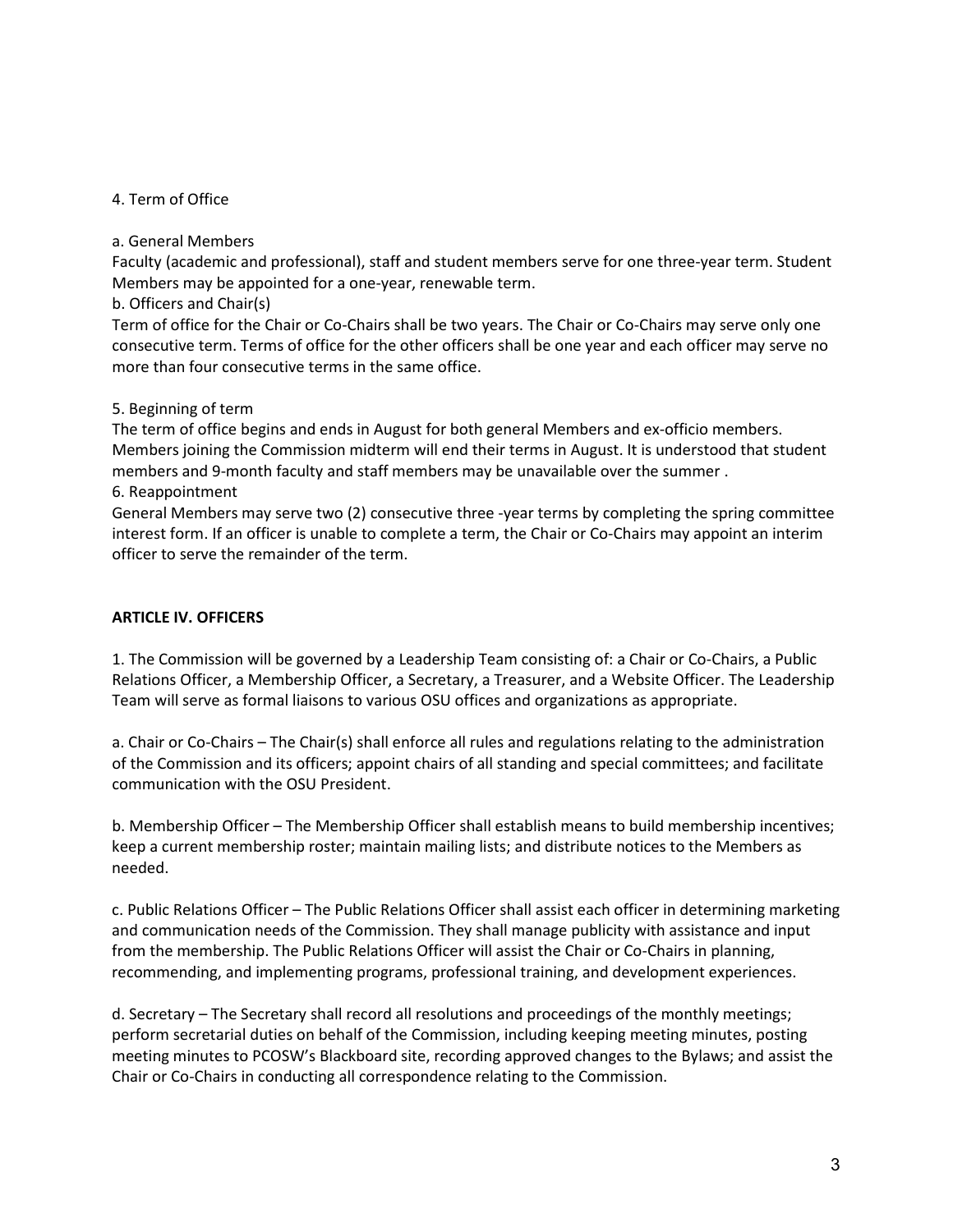4. Term of Office

a. General Members
Faculty (academic and professional), staff and student members serve for one three-year term. Student Members may be appointed for a one-year, renewable term.
b. Officers and Chair(s)
Term of office for the Chair or Co-Chairs shall be two years. The Chair or Co-Chairs may serve only one consecutive term. Terms of office for the other officers shall be one year and each officer may serve no more than four consecutive terms in the same office.

5. Beginning of term
The term of office begins and ends in August for both general Members and ex-officio members. Members joining the Commission midterm will end their terms in August. It is understood that student members and 9-month faculty and staff members may be unavailable over the summer .
6. Reappointment
General Members may serve two (2) consecutive three -year terms by completing the spring committee interest form. If an officer is unable to complete a term, the Chair or Co-Chairs may appoint an interim officer to serve the remainder of the term.

## ARTICLE IV. OFFICERS

1. The Commission will be governed by a Leadership Team consisting of: a Chair or Co-Chairs, a Public Relations Officer, a Membership Officer, a Secretary, a Treasurer, and a Website Officer. The Leadership Team will serve as formal liaisons to various OSU offices and organizations as appropriate.

a. Chair or Co-Chairs – The Chair(s) shall enforce all rules and regulations relating to the administration of the Commission and its officers; appoint chairs of all standing and special committees; and facilitate communication with the OSU President.

b. Membership Officer – The Membership Officer shall establish means to build membership incentives; keep a current membership roster; maintain mailing lists; and distribute notices to the Members as needed.

c. Public Relations Officer – The Public Relations Officer shall assist each officer in determining marketing and communication needs of the Commission. They shall manage publicity with assistance and input from the membership. The Public Relations Officer will assist the Chair or Co-Chairs in planning, recommending, and implementing programs, professional training, and development experiences.

d. Secretary – The Secretary shall record all resolutions and proceedings of the monthly meetings; perform secretarial duties on behalf of the Commission, including keeping meeting minutes, posting meeting minutes to PCOSW's Blackboard site, recording approved changes to the Bylaws; and assist the Chair or Co-Chairs in conducting all correspondence relating to the Commission.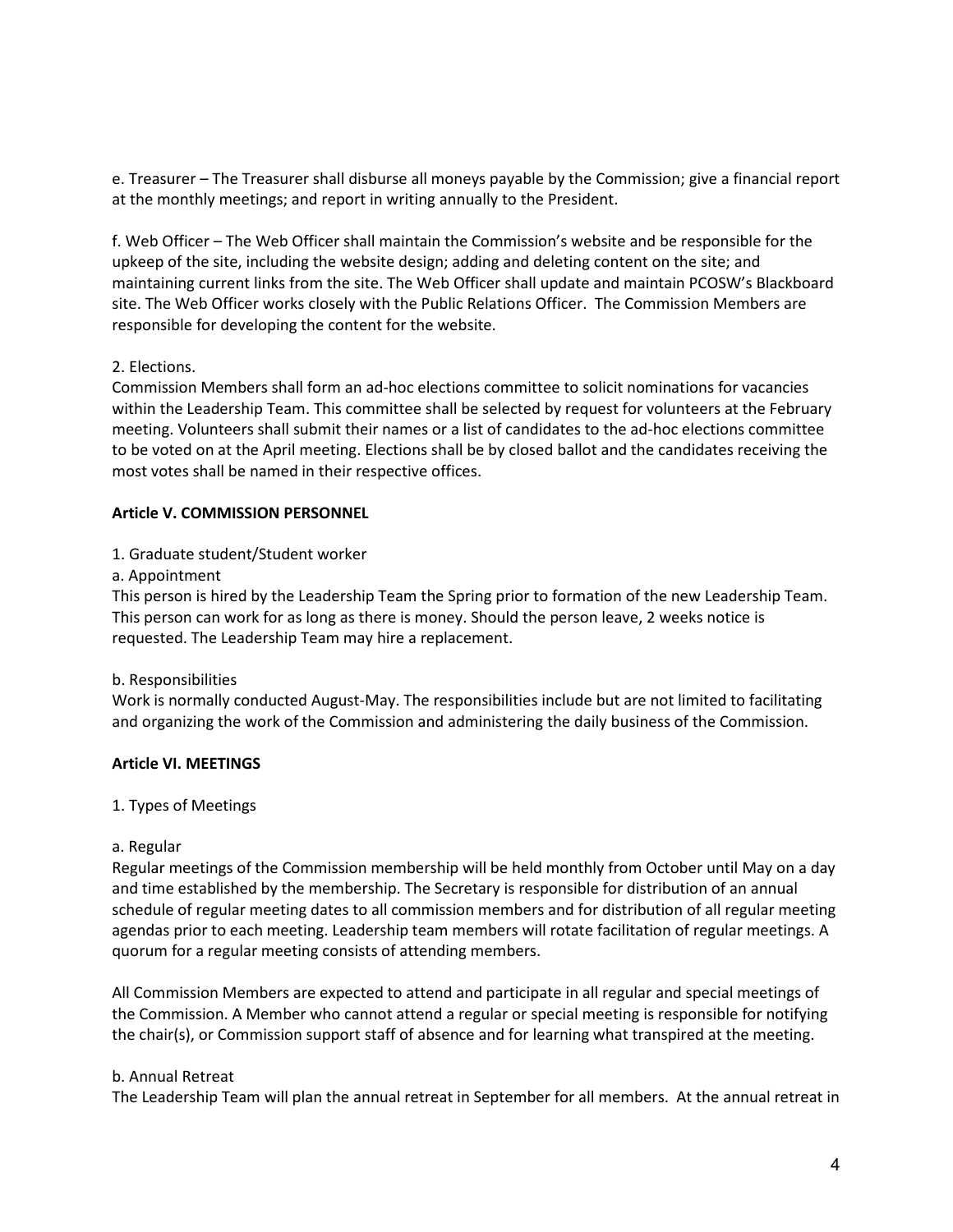e. Treasurer – The Treasurer shall disburse all moneys payable by the Commission; give a financial report at the monthly meetings; and report in writing annually to the President.

f. Web Officer – The Web Officer shall maintain the Commission's website and be responsible for the upkeep of the site, including the website design; adding and deleting content on the site; and maintaining current links from the site. The Web Officer shall update and maintain PCOSW's Blackboard site. The Web Officer works closely with the Public Relations Officer. The Commission Members are responsible for developing the content for the website.

2. Elections.

Commission Members shall form an ad-hoc elections committee to solicit nominations for vacancies within the Leadership Team. This committee shall be selected by request for volunteers at the February meeting. Volunteers shall submit their names or a list of candidates to the ad-hoc elections committee to be voted on at the April meeting. Elections shall be by closed ballot and the candidates receiving the most votes shall be named in their respective offices.

**Article V. COMMISSION PERSONNEL**

1. Graduate student/Student worker

a. Appointment

This person is hired by the Leadership Team the Spring prior to formation of the new Leadership Team. This person can work for as long as there is money. Should the person leave, 2 weeks notice is requested. The Leadership Team may hire a replacement.

b. Responsibilities

Work is normally conducted August-May. The responsibilities include but are not limited to facilitating and organizing the work of the Commission and administering the daily business of the Commission.

**Article VI. MEETINGS**

1. Types of Meetings

a. Regular

Regular meetings of the Commission membership will be held monthly from October until May on a day and time established by the membership. The Secretary is responsible for distribution of an annual schedule of regular meeting dates to all commission members and for distribution of all regular meeting agendas prior to each meeting. Leadership team members will rotate facilitation of regular meetings. A quorum for a regular meeting consists of attending members.

All Commission Members are expected to attend and participate in all regular and special meetings of the Commission. A Member who cannot attend a regular or special meeting is responsible for notifying the chair(s), or Commission support staff of absence and for learning what transpired at the meeting.

b. Annual Retreat

The Leadership Team will plan the annual retreat in September for all members. At the annual retreat in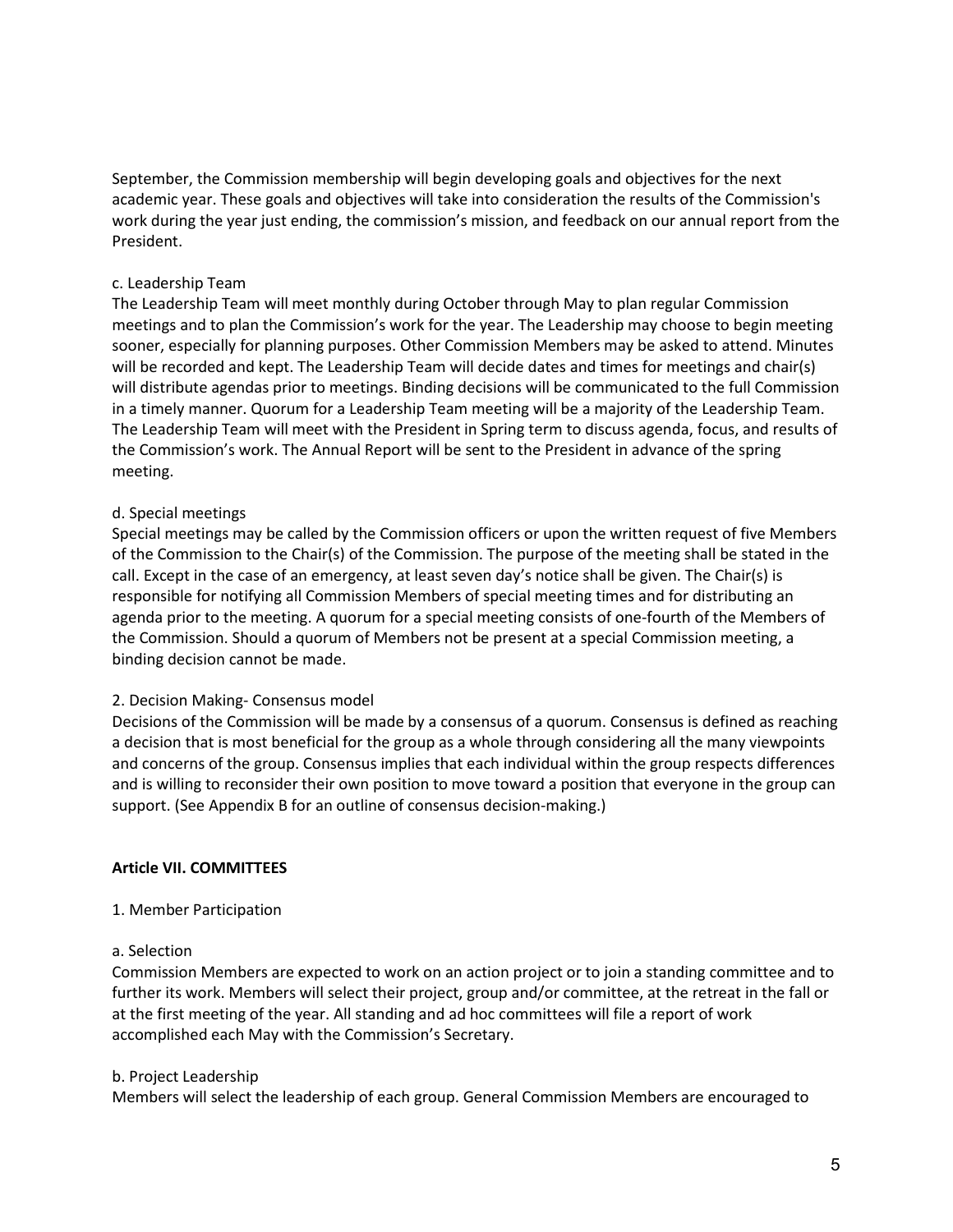September, the Commission membership will begin developing goals and objectives for the next academic year. These goals and objectives will take into consideration the results of the Commission's work during the year just ending, the commission's mission, and feedback on our annual report from the President.

c. Leadership Team

The Leadership Team will meet monthly during October through May to plan regular Commission meetings and to plan the Commission's work for the year. The Leadership may choose to begin meeting sooner, especially for planning purposes. Other Commission Members may be asked to attend. Minutes will be recorded and kept. The Leadership Team will decide dates and times for meetings and chair(s) will distribute agendas prior to meetings. Binding decisions will be communicated to the full Commission in a timely manner. Quorum for a Leadership Team meeting will be a majority of the Leadership Team. The Leadership Team will meet with the President in Spring term to discuss agenda, focus, and results of the Commission's work. The Annual Report will be sent to the President in advance of the spring meeting.

d. Special meetings

Special meetings may be called by the Commission officers or upon the written request of five Members of the Commission to the Chair(s) of the Commission. The purpose of the meeting shall be stated in the call. Except in the case of an emergency, at least seven day's notice shall be given. The Chair(s) is responsible for notifying all Commission Members of special meeting times and for distributing an agenda prior to the meeting. A quorum for a special meeting consists of one-fourth of the Members of the Commission. Should a quorum of Members not be present at a special Commission meeting, a binding decision cannot be made.

2. Decision Making- Consensus model

Decisions of the Commission will be made by a consensus of a quorum. Consensus is defined as reaching a decision that is most beneficial for the group as a whole through considering all the many viewpoints and concerns of the group. Consensus implies that each individual within the group respects differences and is willing to reconsider their own position to move toward a position that everyone in the group can support. (See Appendix B for an outline of consensus decision-making.)

**Article VII. COMMITTEES**

1. Member Participation

a. Selection

Commission Members are expected to work on an action project or to join a standing committee and to further its work. Members will select their project, group and/or committee, at the retreat in the fall or at the first meeting of the year. All standing and ad hoc committees will file a report of work accomplished each May with the Commission's Secretary.

b. Project Leadership

Members will select the leadership of each group. General Commission Members are encouraged to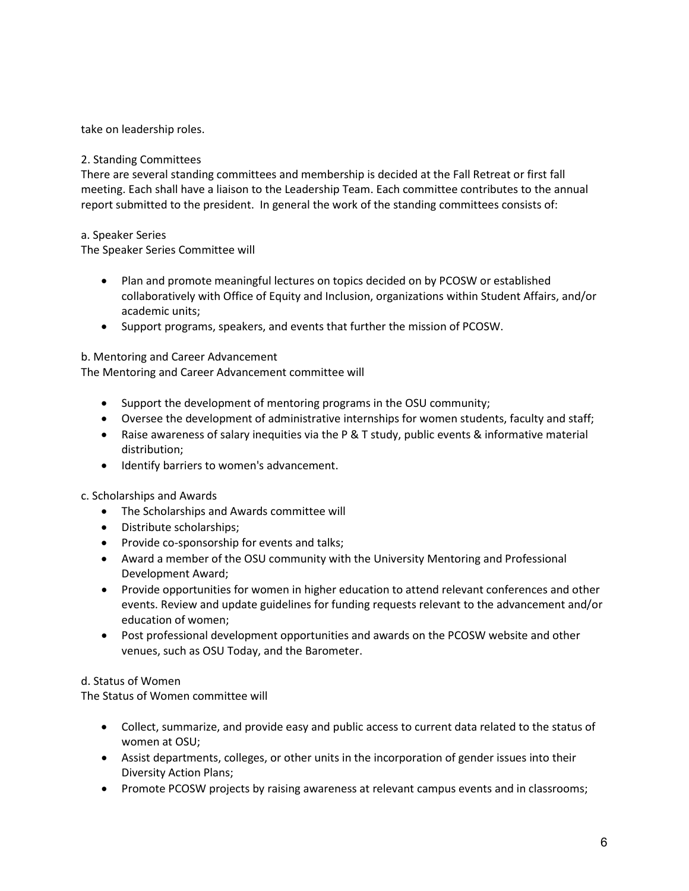take on leadership roles.

2. Standing Committees

There are several standing committees and membership is decided at the Fall Retreat or first fall meeting. Each shall have a liaison to the Leadership Team. Each committee contributes to the annual report submitted to the president. In general the work of the standing committees consists of:

a. Speaker Series

The Speaker Series Committee will

- Plan and promote meaningful lectures on topics decided on by PCOSW or established collaboratively with Office of Equity and Inclusion, organizations within Student Affairs, and/or academic units;
- Support programs, speakers, and events that further the mission of PCOSW.

b. Mentoring and Career Advancement

The Mentoring and Career Advancement committee will

- Support the development of mentoring programs in the OSU community;
- Oversee the development of administrative internships for women students, faculty and staff;
- Raise awareness of salary inequities via the P & T study, public events & informative material distribution;
- Identify barriers to women's advancement.

c. Scholarships and Awards

- The Scholarships and Awards committee will
- Distribute scholarships;
- Provide co-sponsorship for events and talks;
- Award a member of the OSU community with the University Mentoring and Professional Development Award;
- Provide opportunities for women in higher education to attend relevant conferences and other events. Review and update guidelines for funding requests relevant to the advancement and/or education of women;
- Post professional development opportunities and awards on the PCOSW website and other venues, such as OSU Today, and the Barometer.

d. Status of Women

The Status of Women committee will

- Collect, summarize, and provide easy and public access to current data related to the status of women at OSU;
- Assist departments, colleges, or other units in the incorporation of gender issues into their Diversity Action Plans;
- Promote PCOSW projects by raising awareness at relevant campus events and in classrooms;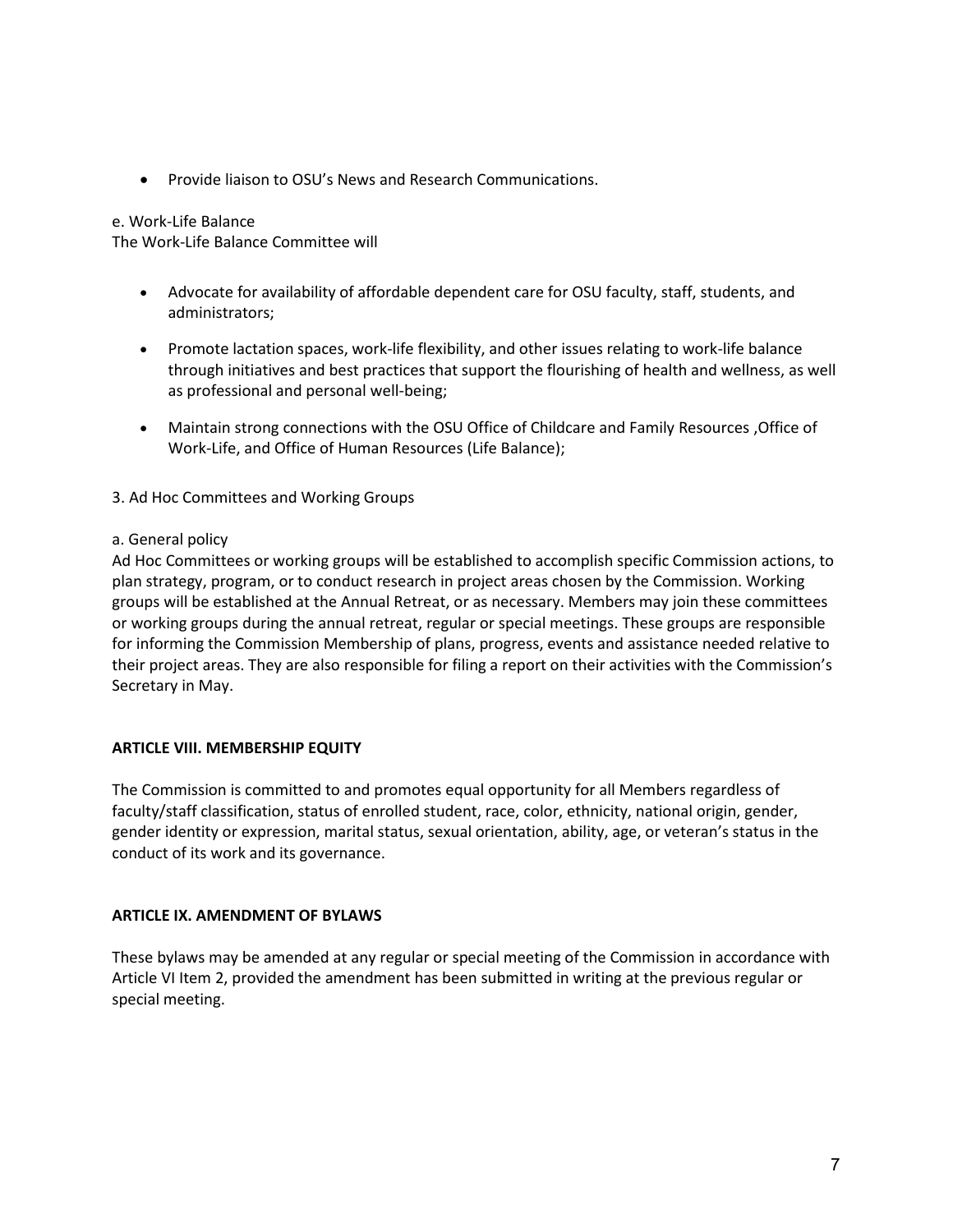- Provide liaison to OSU's News and Research Communications.

e. Work-Life Balance
The Work-Life Balance Committee will

- Advocate for availability of affordable dependent care for OSU faculty, staff, students, and administrators;
- Promote lactation spaces, work-life flexibility, and other issues relating to work-life balance through initiatives and best practices that support the flourishing of health and wellness, as well as professional and personal well-being;
- Maintain strong connections with the OSU Office of Childcare and Family Resources ,Office of Work-Life, and Office of Human Resources (Life Balance);

3. Ad Hoc Committees and Working Groups

a. General policy
Ad Hoc Committees or working groups will be established to accomplish specific Commission actions, to plan strategy, program, or to conduct research in project areas chosen by the Commission. Working groups will be established at the Annual Retreat, or as necessary. Members may join these committees or working groups during the annual retreat, regular or special meetings. These groups are responsible for informing the Commission Membership of plans, progress, events and assistance needed relative to their project areas. They are also responsible for filing a report on their activities with the Commission's Secretary in May.

**ARTICLE VIII. MEMBERSHIP EQUITY**

The Commission is committed to and promotes equal opportunity for all Members regardless of faculty/staff classification, status of enrolled student, race, color, ethnicity, national origin, gender, gender identity or expression, marital status, sexual orientation, ability, age, or veteran's status in the conduct of its work and its governance.

**ARTICLE IX. AMENDMENT OF BYLAWS**

These bylaws may be amended at any regular or special meeting of the Commission in accordance with Article VI Item 2, provided the amendment has been submitted in writing at the previous regular or special meeting.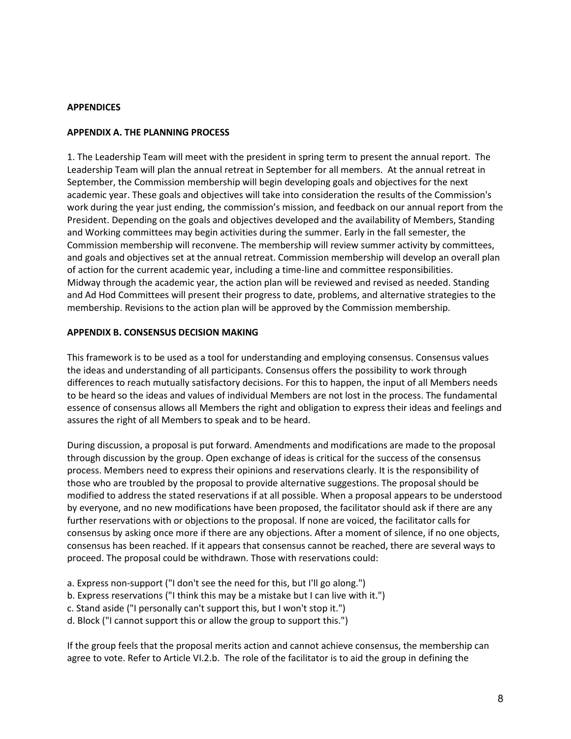**APPENDICES**

**APPENDIX A. THE PLANNING PROCESS**

1. The Leadership Team will meet with the president in spring term to present the annual report. The Leadership Team will plan the annual retreat in September for all members. At the annual retreat in September, the Commission membership will begin developing goals and objectives for the next academic year. These goals and objectives will take into consideration the results of the Commission's work during the year just ending, the commission's mission, and feedback on our annual report from the President. Depending on the goals and objectives developed and the availability of Members, Standing and Working committees may begin activities during the summer. Early in the fall semester, the Commission membership will reconvene. The membership will review summer activity by committees, and goals and objectives set at the annual retreat. Commission membership will develop an overall plan of action for the current academic year, including a time-line and committee responsibilities. Midway through the academic year, the action plan will be reviewed and revised as needed. Standing and Ad Hod Committees will present their progress to date, problems, and alternative strategies to the membership. Revisions to the action plan will be approved by the Commission membership.

**APPENDIX B. CONSENSUS DECISION MAKING**

This framework is to be used as a tool for understanding and employing consensus. Consensus values the ideas and understanding of all participants. Consensus offers the possibility to work through differences to reach mutually satisfactory decisions. For this to happen, the input of all Members needs to be heard so the ideas and values of individual Members are not lost in the process. The fundamental essence of consensus allows all Members the right and obligation to express their ideas and feelings and assures the right of all Members to speak and to be heard.

During discussion, a proposal is put forward. Amendments and modifications are made to the proposal through discussion by the group. Open exchange of ideas is critical for the success of the consensus process. Members need to express their opinions and reservations clearly. It is the responsibility of those who are troubled by the proposal to provide alternative suggestions. The proposal should be modified to address the stated reservations if at all possible. When a proposal appears to be understood by everyone, and no new modifications have been proposed, the facilitator should ask if there are any further reservations with or objections to the proposal. If none are voiced, the facilitator calls for consensus by asking once more if there are any objections. After a moment of silence, if no one objects, consensus has been reached. If it appears that consensus cannot be reached, there are several ways to proceed. The proposal could be withdrawn. Those with reservations could:

a. Express non-support ("I don't see the need for this, but I'll go along.")
b. Express reservations ("I think this may be a mistake but I can live with it.")
c. Stand aside ("I personally can't support this, but I won't stop it.")
d. Block ("I cannot support this or allow the group to support this.")

If the group feels that the proposal merits action and cannot achieve consensus, the membership can agree to vote. Refer to Article VI.2.b. The role of the facilitator is to aid the group in defining the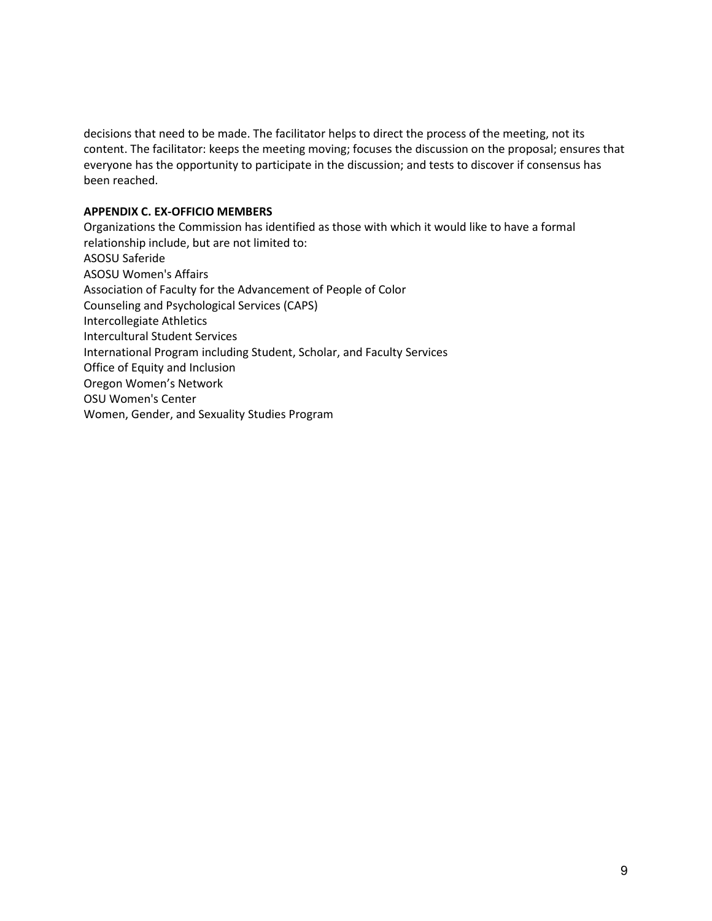decisions that need to be made. The facilitator helps to direct the process of the meeting, not its content. The facilitator: keeps the meeting moving; focuses the discussion on the proposal; ensures that everyone has the opportunity to participate in the discussion; and tests to discover if consensus has been reached.

**APPENDIX C. EX-OFFICIO MEMBERS**

Organizations the Commission has identified as those with which it would like to have a formal relationship include, but are not limited to:

ASOSU Saferide
ASOSU Women's Affairs
Association of Faculty for the Advancement of People of Color
Counseling and Psychological Services (CAPS)
Intercollegiate Athletics
Intercultural Student Services
International Program including Student, Scholar, and Faculty Services
Office of Equity and Inclusion
Oregon Women's Network
OSU Women's Center
Women, Gender, and Sexuality Studies Program